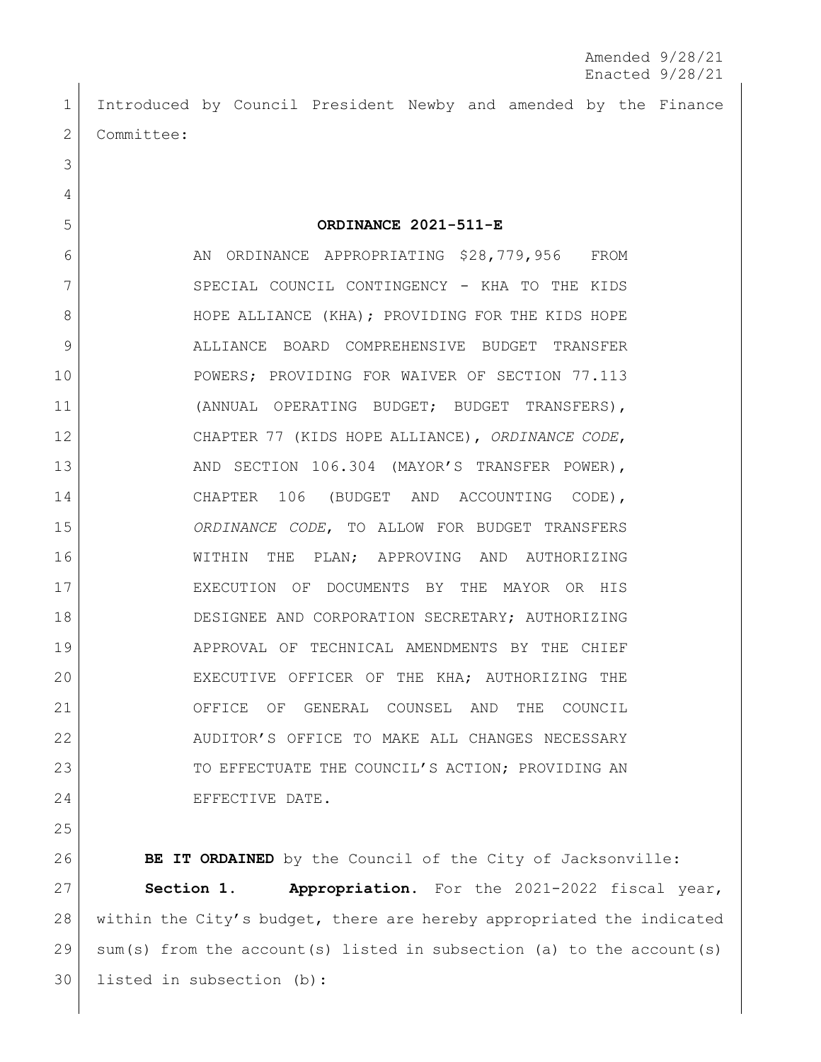Amended 9/28/21
Enacted 9/28/21

Introduced by Council President Newby and amended by the Finance Committee:

**ORDINANCE 2021-511-E**

AN ORDINANCE APPROPRIATING $28,779,956 FROM SPECIAL COUNCIL CONTINGENCY - KHA TO THE KIDS HOPE ALLIANCE (KHA); PROVIDING FOR THE KIDS HOPE ALLIANCE BOARD COMPREHENSIVE BUDGET TRANSFER POWERS; PROVIDING FOR WAIVER OF SECTION 77.113 (ANNUAL OPERATING BUDGET; BUDGET TRANSFERS), CHAPTER 77 (KIDS HOPE ALLIANCE), *ORDINANCE CODE*, AND SECTION 106.304 (MAYOR'S TRANSFER POWER), CHAPTER 106 (BUDGET AND ACCOUNTING CODE), *ORDINANCE CODE*, TO ALLOW FOR BUDGET TRANSFERS WITHIN THE PLAN; APPROVING AND AUTHORIZING EXECUTION OF DOCUMENTS BY THE MAYOR OR HIS DESIGNEE AND CORPORATION SECRETARY; AUTHORIZING APPROVAL OF TECHNICAL AMENDMENTS BY THE CHIEF EXECUTIVE OFFICER OF THE KHA; AUTHORIZING THE OFFICE OF GENERAL COUNSEL AND THE COUNCIL AUDITOR'S OFFICE TO MAKE ALL CHANGES NECESSARY TO EFFECTUATE THE COUNCIL'S ACTION; PROVIDING AN EFFECTIVE DATE.

**BE IT ORDAINED** by the Council of the City of Jacksonville:

**Section 1. Appropriation.** For the 2021-2022 fiscal year, within the City's budget, there are hereby appropriated the indicated sum(s) from the account(s) listed in subsection (a) to the account(s) listed in subsection (b):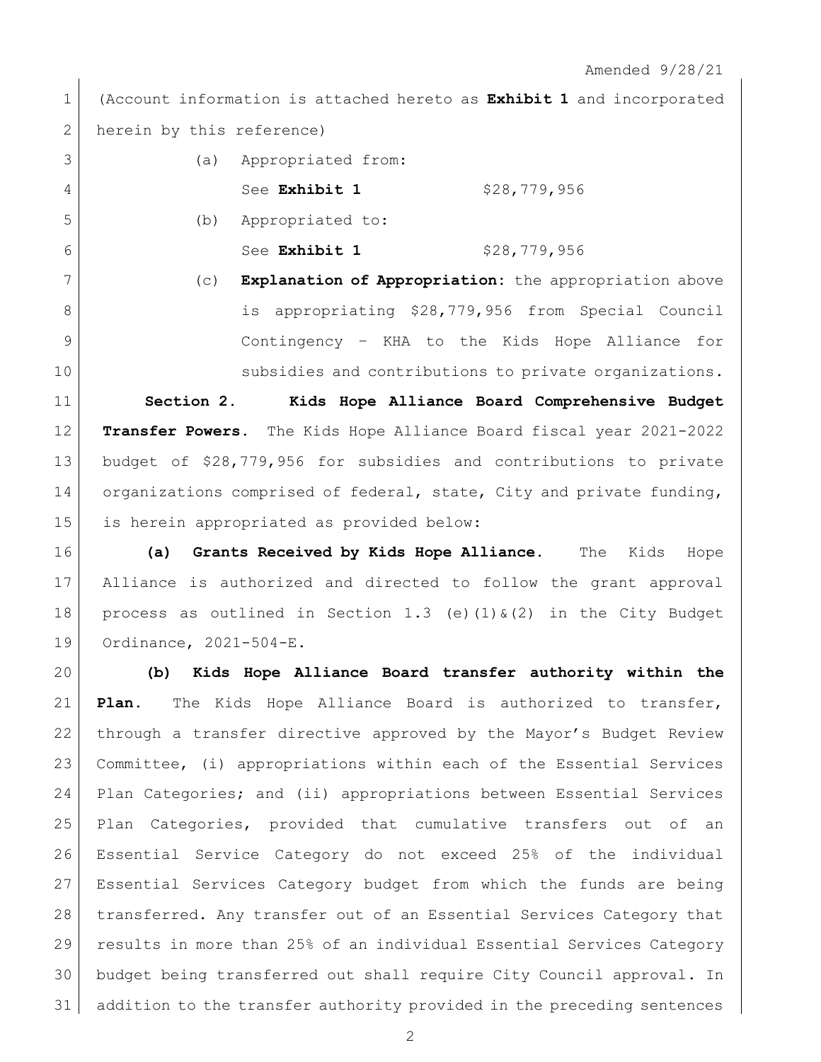Amended 9/28/21

(Account information is attached hereto as **Exhibit 1** and incorporated herein by this reference)

(a) Appropriated from:

See **Exhibit 1** $28,779,956

(b) Appropriated to:

See **Exhibit 1** $28,779,956

(c) **Explanation of Appropriation**: the appropriation above is appropriating $28,779,956 from Special Council Contingency – KHA to the Kids Hope Alliance for subsidies and contributions to private organizations.

**Section 2. Kids Hope Alliance Board Comprehensive Budget Transfer Powers.** The Kids Hope Alliance Board fiscal year 2021-2022 budget of $28,779,956 for subsidies and contributions to private organizations comprised of federal, state, City and private funding, is herein appropriated as provided below:

**(a) Grants Received by Kids Hope Alliance.** The Kids Hope Alliance is authorized and directed to follow the grant approval process as outlined in Section 1.3 (e)(1)&(2) in the City Budget Ordinance, 2021-504-E.

**(b) Kids Hope Alliance Board transfer authority within the Plan.** The Kids Hope Alliance Board is authorized to transfer, through a transfer directive approved by the Mayor's Budget Review Committee, (i) appropriations within each of the Essential Services Plan Categories; and (ii) appropriations between Essential Services Plan Categories, provided that cumulative transfers out of an Essential Service Category do not exceed 25% of the individual Essential Services Category budget from which the funds are being transferred. Any transfer out of an Essential Services Category that results in more than 25% of an individual Essential Services Category budget being transferred out shall require City Council approval. In addition to the transfer authority provided in the preceding sentences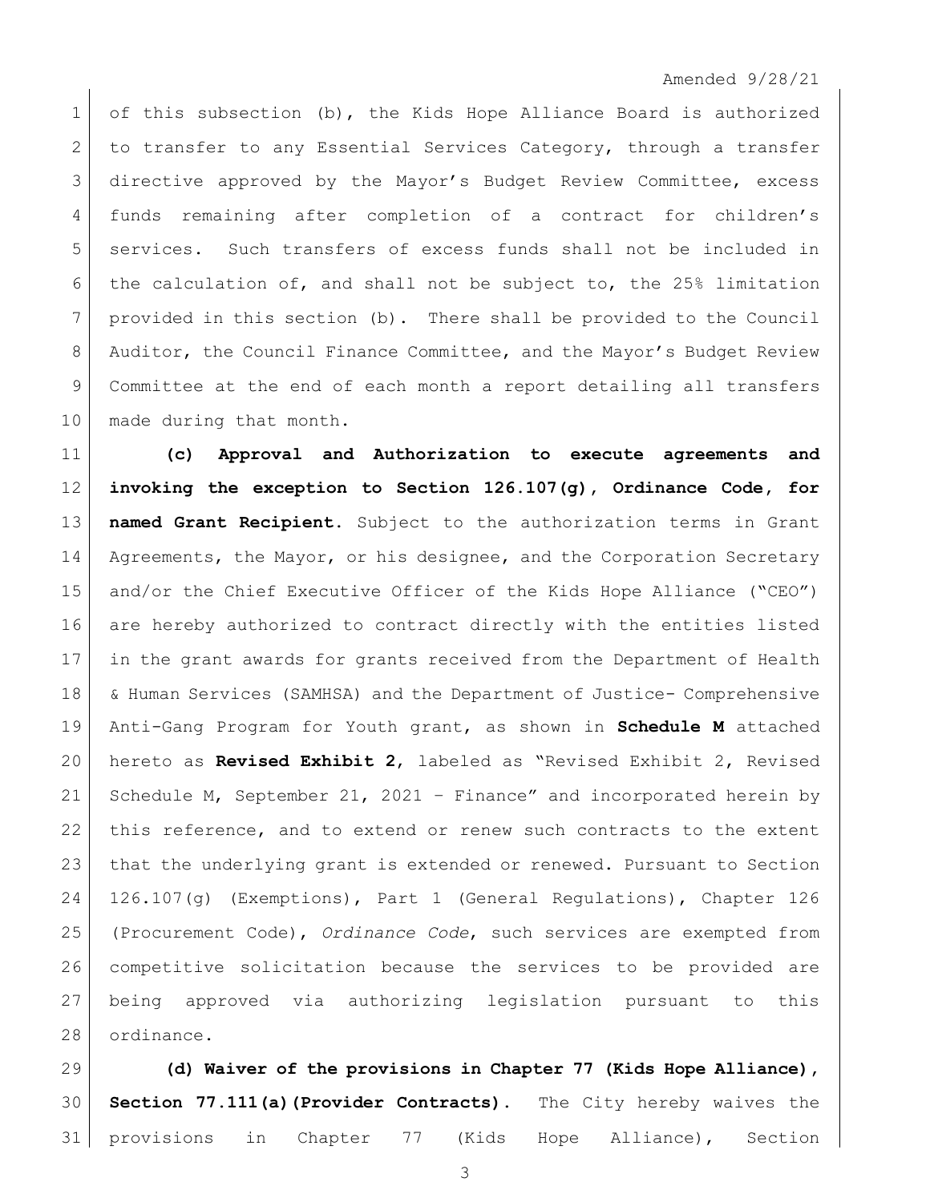of this subsection (b), the Kids Hope Alliance Board is authorized to transfer to any Essential Services Category, through a transfer directive approved by the Mayor's Budget Review Committee, excess funds remaining after completion of a contract for children's services. Such transfers of excess funds shall not be included in the calculation of, and shall not be subject to, the 25% limitation provided in this section (b). There shall be provided to the Council Auditor, the Council Finance Committee, and the Mayor's Budget Review Committee at the end of each month a report detailing all transfers made during that month.

**(c) Approval and Authorization to execute agreements and invoking the exception to Section 126.107(g), Ordinance Code, for named Grant Recipient.** Subject to the authorization terms in Grant Agreements, the Mayor, or his designee, and the Corporation Secretary and/or the Chief Executive Officer of the Kids Hope Alliance ("CEO") are hereby authorized to contract directly with the entities listed in the grant awards for grants received from the Department of Health & Human Services (SAMHSA) and the Department of Justice- Comprehensive Anti-Gang Program for Youth grant, as shown in **Schedule M** attached hereto as **Revised Exhibit 2**, labeled as "Revised Exhibit 2, Revised Schedule M, September 21, 2021 – Finance" and incorporated herein by this reference, and to extend or renew such contracts to the extent that the underlying grant is extended or renewed. Pursuant to Section 126.107(g) (Exemptions), Part 1 (General Regulations), Chapter 126 (Procurement Code), *Ordinance Code*, such services are exempted from competitive solicitation because the services to be provided are being approved via authorizing legislation pursuant to this ordinance.

**(d) Waiver of the provisions in Chapter 77 (Kids Hope Alliance), Section 77.111(a)(Provider Contracts).** The City hereby waives the provisions in Chapter 77 (Kids Hope Alliance), Section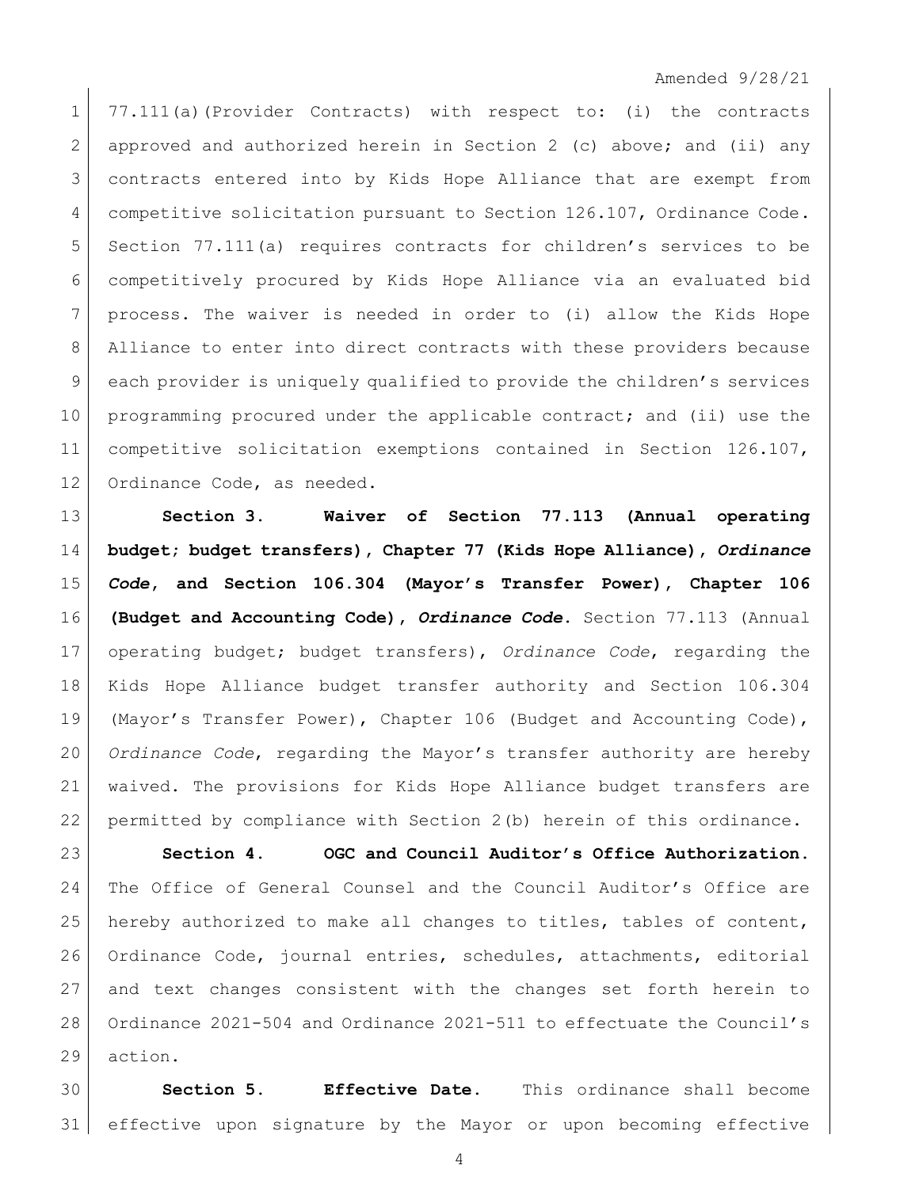77.111(a)(Provider Contracts) with respect to: (i) the contracts approved and authorized herein in Section 2 (c) above; and (ii) any contracts entered into by Kids Hope Alliance that are exempt from competitive solicitation pursuant to Section 126.107, Ordinance Code. Section 77.111(a) requires contracts for children's services to be competitively procured by Kids Hope Alliance via an evaluated bid process. The waiver is needed in order to (i) allow the Kids Hope Alliance to enter into direct contracts with these providers because each provider is uniquely qualified to provide the children's services programming procured under the applicable contract; and (ii) use the competitive solicitation exemptions contained in Section 126.107, Ordinance Code, as needed.

**Section 3. Waiver of Section 77.113 (Annual operating budget; budget transfers), Chapter 77 (Kids Hope Alliance), *Ordinance Code*, and Section 106.304 (Mayor's Transfer Power), Chapter 106 (Budget and Accounting Code), *Ordinance Code*.** Section 77.113 (Annual operating budget; budget transfers), *Ordinance Code*, regarding the Kids Hope Alliance budget transfer authority and Section 106.304 (Mayor's Transfer Power), Chapter 106 (Budget and Accounting Code), *Ordinance Code*, regarding the Mayor's transfer authority are hereby waived. The provisions for Kids Hope Alliance budget transfers are permitted by compliance with Section 2(b) herein of this ordinance.

**Section 4. OGC and Council Auditor's Office Authorization.** The Office of General Counsel and the Council Auditor's Office are hereby authorized to make all changes to titles, tables of content, Ordinance Code, journal entries, schedules, attachments, editorial and text changes consistent with the changes set forth herein to Ordinance 2021-504 and Ordinance 2021-511 to effectuate the Council's action.

**Section 5. Effective Date.** This ordinance shall become effective upon signature by the Mayor or upon becoming effective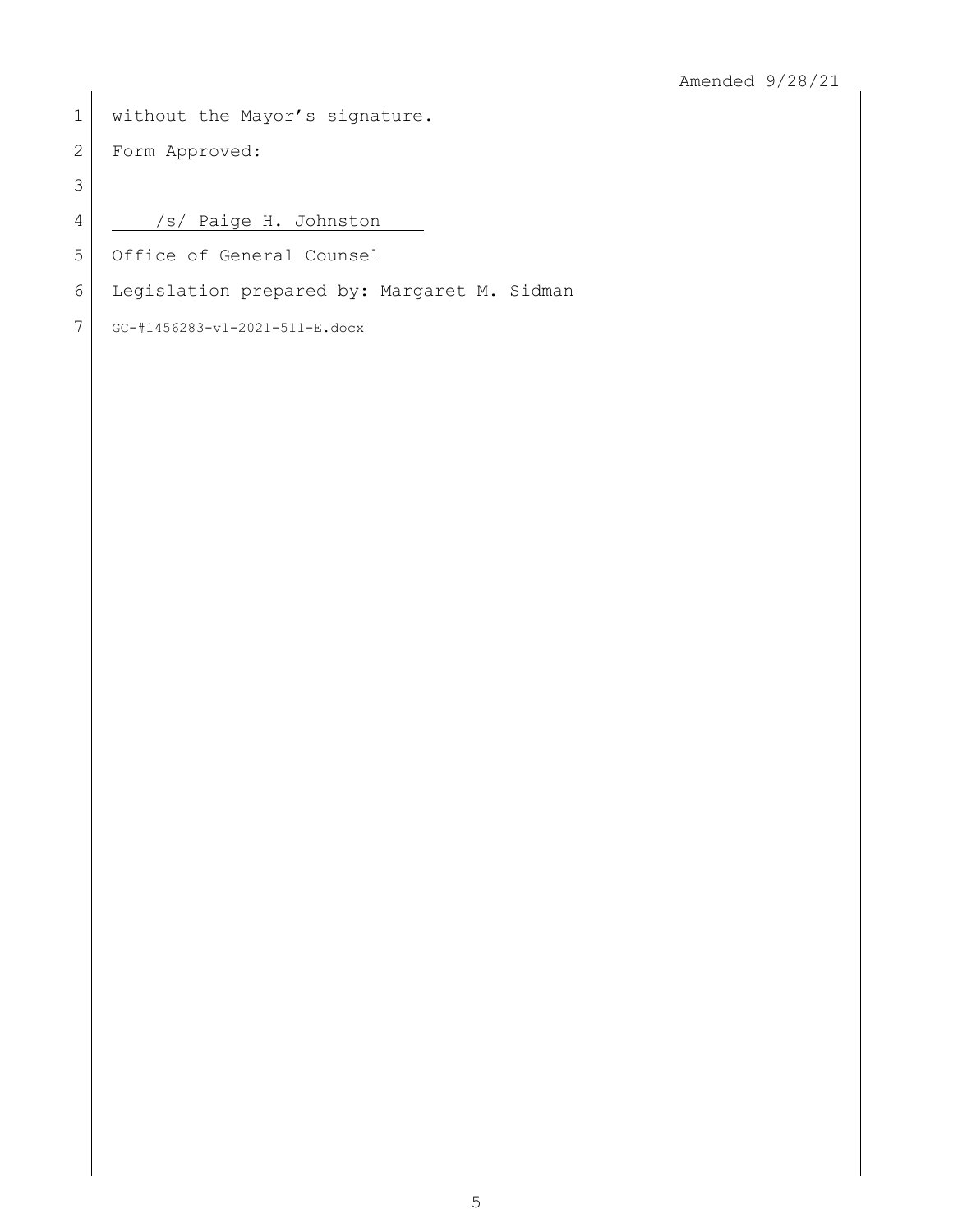without the Mayor's signature.

Form Approved:

/s/ Paige H. Johnston

Office of General Counsel

Legislation prepared by: Margaret M. Sidman

GC-#1456283-v1-2021-511-E.docx